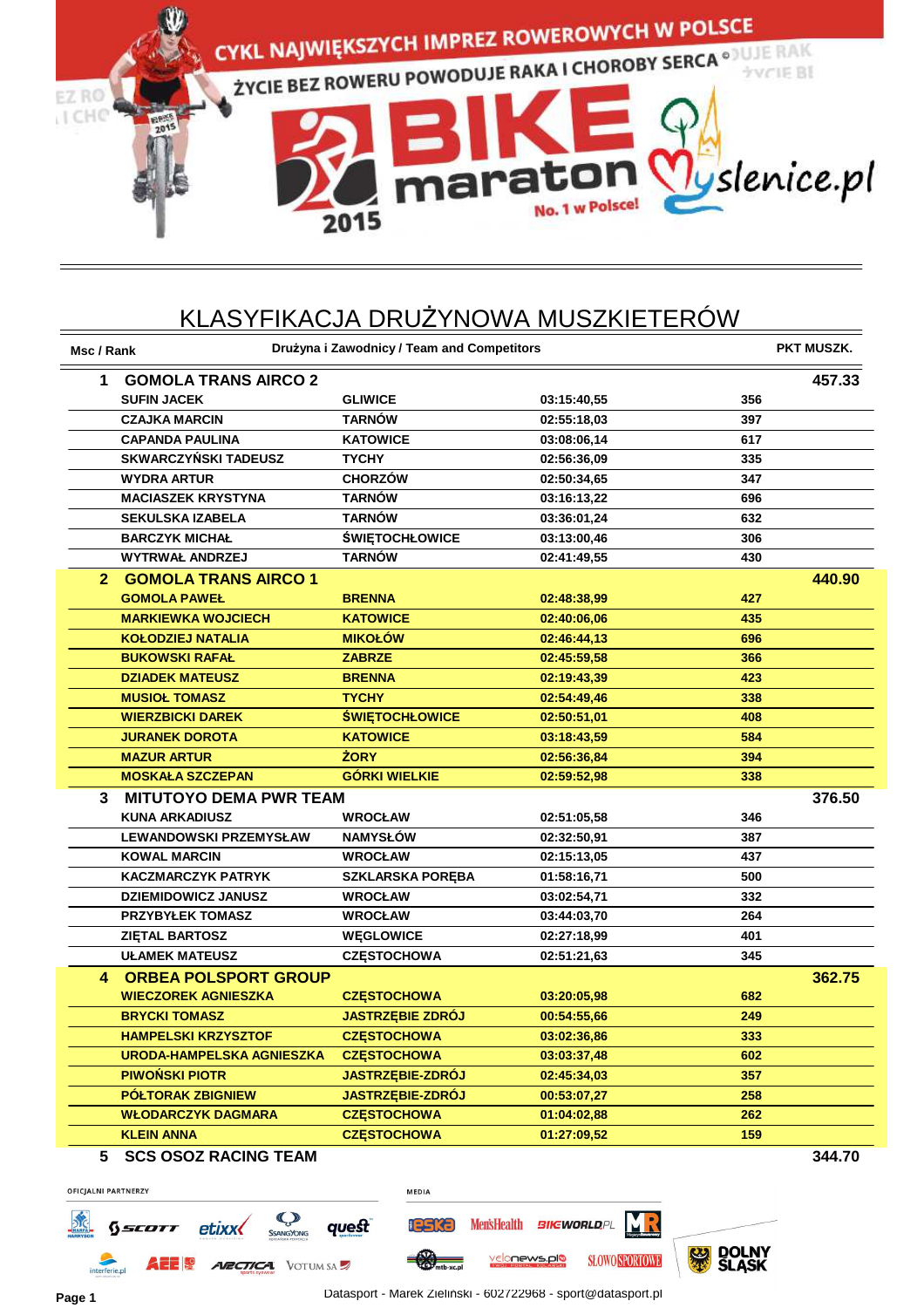CYKL NAJWIĘKSZYCH IMPREZ ROWEROWYCH W POLSCE

ŻYCIE BEZ ROWERU POWODUJE RAKA I CHOROBY SERCA ©

BIKE maraton 2015 — No. 1 w Polsce! — Myslenice.pl

# KLASYFIKACJA DRUŻYNOWA MUSZKIETERÓW

| Msc / Rank | Drużyna i Zawodnicy / Team and Competitors | | | | PKT MUSZK. |
|---|---|---|---|---|---|
| **1** | **GOMOLA TRANS AIRCO 2** | | | | **457.33** |
| | SUFIN JACEK | GLIWICE | 03:15:40,55 | 356 | |
| | CZAJKA MARCIN | TARNÓW | 02:55:18,03 | 397 | |
| | CAPANDA PAULINA | KATOWICE | 03:08:06,14 | 617 | |
| | SKWARCZYŃSKI TADEUSZ | TYCHY | 02:56:36,09 | 335 | |
| | WYDRA ARTUR | CHORZÓW | 02:50:34,65 | 347 | |
| | MACIASZEK KRYSTYNA | TARNÓW | 03:16:13,22 | 696 | |
| | SEKULSKA IZABELA | TARNÓW | 03:36:01,24 | 632 | |
| | BARCZYK MICHAŁ | ŚWIĘTOCHŁOWICE | 03:13:00,46 | 306 | |
| | WYTRWAŁ ANDRZEJ | TARNÓW | 02:41:49,55 | 430 | |
| **2** | **GOMOLA TRANS AIRCO 1** | | | | **440.90** |
| | GOMOLA PAWEŁ | BRENNA | 02:48:38,99 | 427 | |
| | MARKIEWKA WOJCIECH | KATOWICE | 02:40:06,06 | 435 | |
| | KOŁODZIEJ NATALIA | MIKOŁÓW | 02:46:44,13 | 696 | |
| | BUKOWSKI RAFAŁ | ZABRZE | 02:45:59,58 | 366 | |
| | DZIADEK MATEUSZ | BRENNA | 02:19:43,39 | 423 | |
| | MUSIOŁ TOMASZ | TYCHY | 02:54:49,46 | 338 | |
| | WIERZBICKI DAREK | ŚWIĘTOCHŁOWICE | 02:50:51,01 | 408 | |
| | JURANEK DOROTA | KATOWICE | 03:18:43,59 | 584 | |
| | MAZUR ARTUR | ŻORY | 02:56:36,84 | 394 | |
| | MOSKAŁA SZCZEPAN | GÓRKI WIELKIE | 02:59:52,98 | 338 | |
| **3** | **MITUTOYO DEMA PWR TEAM** | | | | **376.50** |
| | KUNA ARKADIUSZ | WROCŁAW | 02:51:05,58 | 346 | |
| | LEWANDOWSKI PRZEMYSŁAW | NAMYSŁÓW | 02:32:50,91 | 387 | |
| | KOWAL MARCIN | WROCŁAW | 02:15:13,05 | 437 | |
| | KACZMARCZYK PATRYK | SZKLARSKA PORĘBA | 01:58:16,71 | 500 | |
| | DZIEMIDOWICZ JANUSZ | WROCŁAW | 03:02:54,71 | 332 | |
| | PRZYBYŁEK TOMASZ | WROCŁAW | 03:44:03,70 | 264 | |
| | ZIĘTAL BARTOSZ | WĘGLOWICE | 02:27:18,99 | 401 | |
| | UŁAMEK MATEUSZ | CZĘSTOCHOWA | 02:51:21,63 | 345 | |
| **4** | **ORBEA POLSPORT GROUP** | | | | **362.75** |
| | WIECZOREK AGNIESZKA | CZĘSTOCHOWA | 03:20:05,98 | 682 | |
| | BRYCKI TOMASZ | JASTRZĘBIE ZDRÓJ | 00:54:55,66 | 249 | |
| | HAMPELSKI KRZYSZTOF | CZĘSTOCHOWA | 03:02:36,86 | 333 | |
| | URODA-HAMPELSKA AGNIESZKA | CZĘSTOCHOWA | 03:03:37,48 | 602 | |
| | PIWOŃSKI PIOTR | JASTRZĘBIE-ZDRÓJ | 02:45:34,03 | 357 | |
| | PÓŁTORAK ZBIGNIEW | JASTRZĘBIE-ZDRÓJ | 00:53:07,27 | 258 | |
| | WŁODARCZYK DAGMARA | CZĘSTOCHOWA | 01:04:02,88 | 262 | |
| | KLEIN ANNA | CZĘSTOCHOWA | 01:27:09,52 | 159 | |
| **5** | **SCS OSOZ RACING TEAM** | | | | **344.70** |

OFICJALNI PARTNERZY: SCOTT, etixx, SsangYong, quest, interferie.pl, AEE, ARCTICA, VOTUM SA

MEDIA: ESKA, Men'sHealth, BIKEWORLD.PL, MR, mtb-xc.pl, velonews.pl, SŁOWO SPORTOWE

DOLNY ŚLĄSK

Datasport - Marek Zieliński - 602722968 - sport@datasport.pl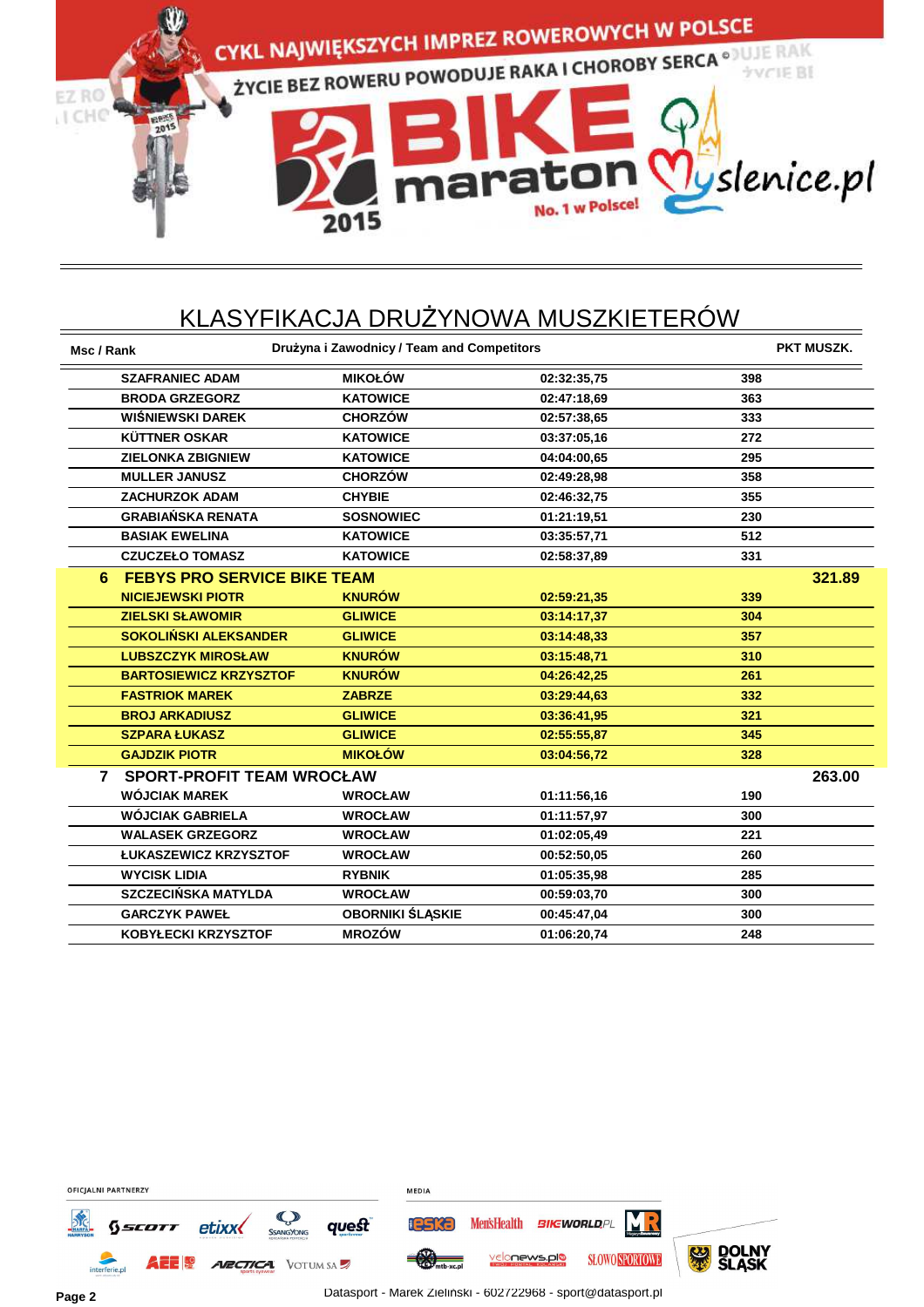# KLASYFIKACJA DRUŻYNOWA MUSZKIETERÓW

| Msc / Rank | Drużyna i Zawodnicy / Team and Competitors | | | | PKT MUSZK. |
|---|---|---|---|---|---|
| | SZAFRANIEC ADAM | MIKOŁÓW | 02:32:35,75 | 398 | |
| | BRODA GRZEGORZ | KATOWICE | 02:47:18,69 | 363 | |
| | WIŚNIEWSKI DAREK | CHORZÓW | 02:57:38,65 | 333 | |
| | KÜTTNER OSKAR | KATOWICE | 03:37:05,16 | 272 | |
| | ZIELONKA ZBIGNIEW | KATOWICE | 04:04:00,65 | 295 | |
| | MULLER JANUSZ | CHORZÓW | 02:49:28,98 | 358 | |
| | ZACHURZOK ADAM | CHYBIE | 02:46:32,75 | 355 | |
| | GRABIAŃSKA RENATA | SOSNOWIEC | 01:21:19,51 | 230 | |
| | BASIAK EWELINA | KATOWICE | 03:35:57,71 | 512 | |
| | CZUCZEŁO TOMASZ | KATOWICE | 02:58:37,89 | 331 | |
| **6** | **FEBYS PRO SERVICE BIKE TEAM** | | | | **321.89** |
| | NICIEJEWSKI PIOTR | KNURÓW | 02:59:21,35 | 339 | |
| | ZIELSKI SŁAWOMIR | GLIWICE | 03:14:17,37 | 304 | |
| | SOKOLIŃSKI ALEKSANDER | GLIWICE | 03:14:48,33 | 357 | |
| | LUBSZCZYK MIROSŁAW | KNURÓW | 03:15:48,71 | 310 | |
| | BARTOSIEWICZ KRZYSZTOF | KNURÓW | 04:26:42,25 | 261 | |
| | FASTRIOK MAREK | ZABRZE | 03:29:44,63 | 332 | |
| | BROJ ARKADIUSZ | GLIWICE | 03:36:41,95 | 321 | |
| | SZPARA ŁUKASZ | GLIWICE | 02:55:55,87 | 345 | |
| | GAJDZIK PIOTR | MIKOŁÓW | 03:04:56,72 | 328 | |
| **7** | **SPORT-PROFIT TEAM WROCŁAW** | | | | **263.00** |
| | WÓJCIAK MAREK | WROCŁAW | 01:11:56,16 | 190 | |
| | WÓJCIAK GABRIELA | WROCŁAW | 01:11:57,97 | 300 | |
| | WALASEK GRZEGORZ | WROCŁAW | 01:02:05,49 | 221 | |
| | ŁUKASZEWICZ KRZYSZTOF | WROCŁAW | 00:52:50,05 | 260 | |
| | WYCISK LIDIA | RYBNIK | 01:05:35,98 | 285 | |
| | SZCZECIŃSKA MATYLDA | WROCŁAW | 00:59:03,70 | 300 | |
| | GARCZYK PAWEŁ | OBORNIKI ŚLĄSKIE | 00:45:47,04 | 300 | |
| | KOBYŁECKI KRZYSZTOF | MROZÓW | 01:06:20,74 | 248 | |

Datasport - Marek Zieliński - 602722968 - sport@datasport.pl